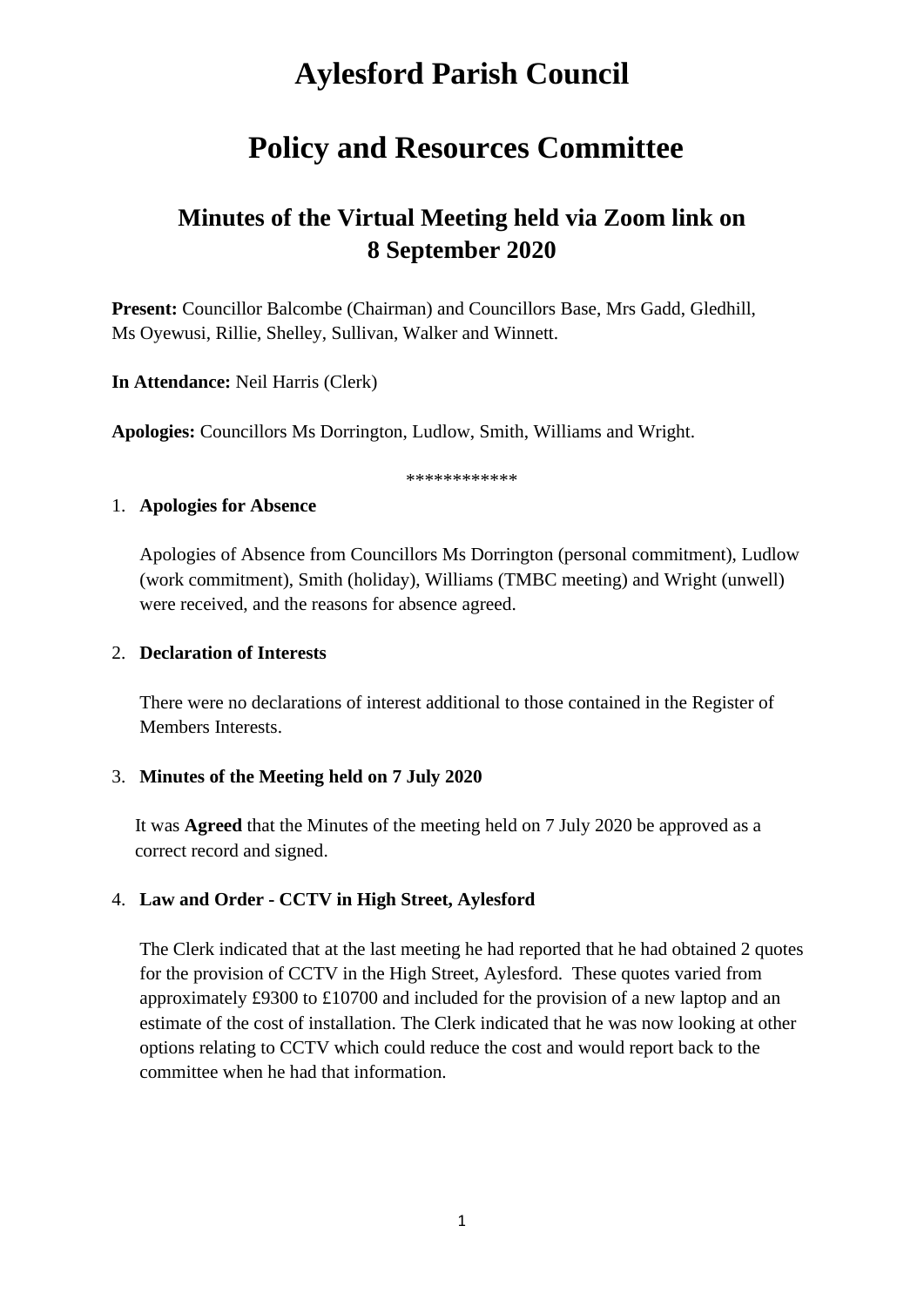# Aylesford Parish Council

# Policy and Resources Committee

## Minutes of the Virtual Meeting held via Zoom link on 8 September 2020

**Present:** Councillor Balcombe (Chairman) and Councillors Base, Mrs Gadd, Gledhill, Ms Oyewusi, Rillie, Shelley, Sullivan, Walker and Winnett.

**In Attendance:** Neil Harris (Clerk)

**Apologies:** Councillors Ms Dorrington, Ludlow, Smith, Williams and Wright.

************

1. **Apologies for Absence**

   Apologies of Absence from Councillors Ms Dorrington (personal commitment), Ludlow (work commitment), Smith (holiday), Williams (TMBC meeting) and Wright (unwell) were received, and the reasons for absence agreed.

2. **Declaration of Interests**

   There were no declarations of interest additional to those contained in the Register of Members Interests.

3. **Minutes of the Meeting held on 7 July 2020**

   It was **Agreed** that the Minutes of the meeting held on 7 July 2020 be approved as a correct record and signed.

4. **Law and Order - CCTV in High Street, Aylesford**

   The Clerk indicated that at the last meeting he had reported that he had obtained 2 quotes for the provision of CCTV in the High Street, Aylesford. These quotes varied from approximately £9300 to £10700 and included for the provision of a new laptop and an estimate of the cost of installation. The Clerk indicated that he was now looking at other options relating to CCTV which could reduce the cost and would report back to the committee when he had that information.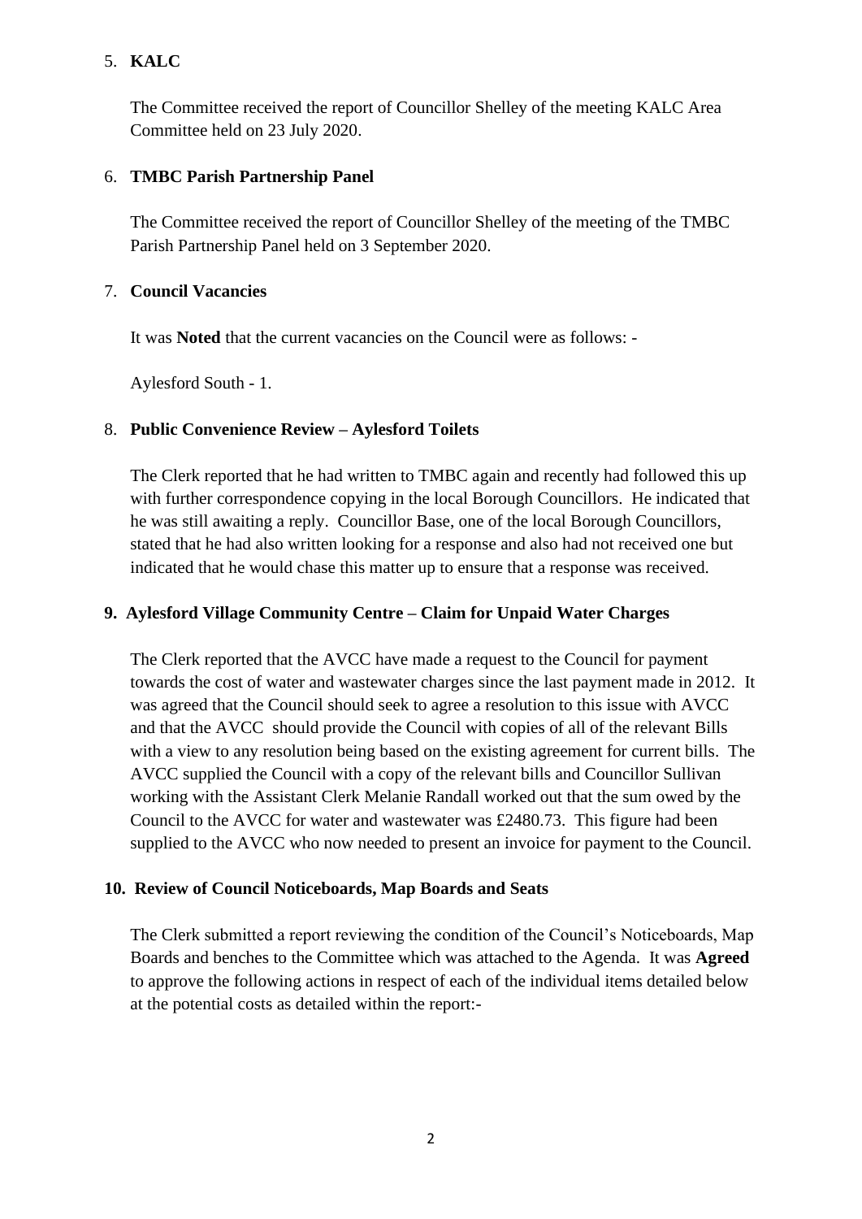5. **KALC**

   The Committee received the report of Councillor Shelley of the meeting KALC Area Committee held on 23 July 2020.

6. **TMBC Parish Partnership Panel**

   The Committee received the report of Councillor Shelley of the meeting of the TMBC Parish Partnership Panel held on 3 September 2020.

7. **Council Vacancies**

   It was **Noted** that the current vacancies on the Council were as follows: -

   Aylesford South - 1.

8. **Public Convenience Review – Aylesford Toilets**

   The Clerk reported that he had written to TMBC again and recently had followed this up with further correspondence copying in the local Borough Councillors. He indicated that he was still awaiting a reply. Councillor Base, one of the local Borough Councillors, stated that he had also written looking for a response and also had not received one but indicated that he would chase this matter up to ensure that a response was received.

**9. Aylesford Village Community Centre – Claim for Unpaid Water Charges**

The Clerk reported that the AVCC have made a request to the Council for payment towards the cost of water and wastewater charges since the last payment made in 2012. It was agreed that the Council should seek to agree a resolution to this issue with AVCC and that the AVCC should provide the Council with copies of all of the relevant Bills with a view to any resolution being based on the existing agreement for current bills. The AVCC supplied the Council with a copy of the relevant bills and Councillor Sullivan working with the Assistant Clerk Melanie Randall worked out that the sum owed by the Council to the AVCC for water and wastewater was £2480.73. This figure had been supplied to the AVCC who now needed to present an invoice for payment to the Council.

**10. Review of Council Noticeboards, Map Boards and Seats**

The Clerk submitted a report reviewing the condition of the Council's Noticeboards, Map Boards and benches to the Committee which was attached to the Agenda. It was **Agreed** to approve the following actions in respect of each of the individual items detailed below at the potential costs as detailed within the report:-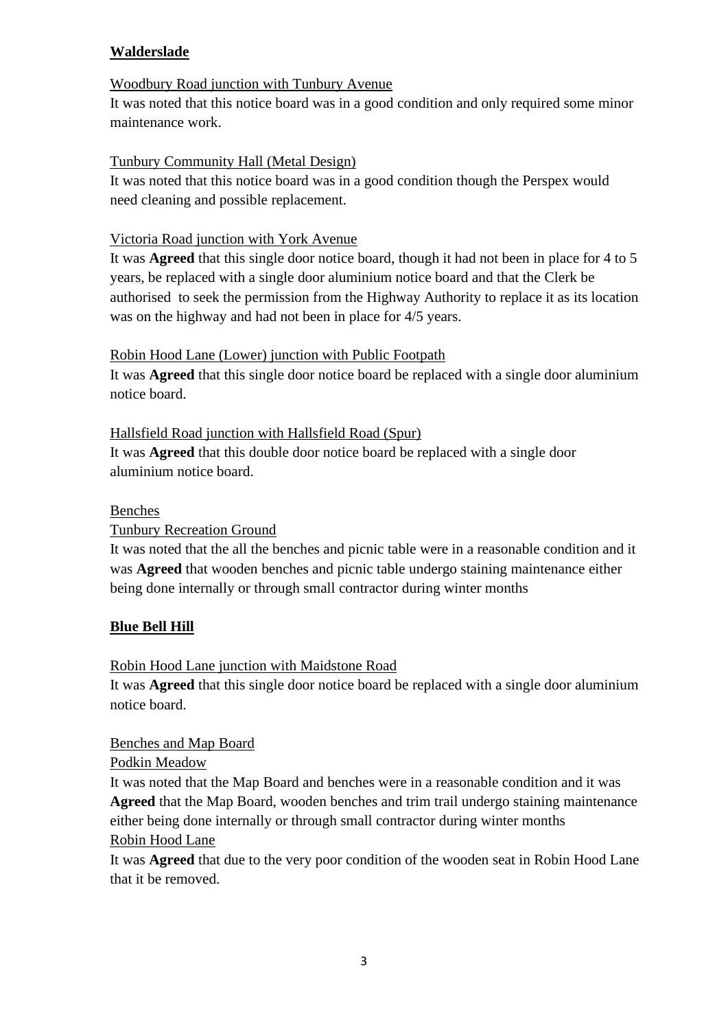**Walderslade**

Woodbury Road junction with Tunbury Avenue

It was noted that this notice board was in a good condition and only required some minor maintenance work.

Tunbury Community Hall (Metal Design)

It was noted that this notice board was in a good condition though the Perspex would need cleaning and possible replacement.

Victoria Road junction with York Avenue

It was **Agreed** that this single door notice board, though it had not been in place for 4 to 5 years, be replaced with a single door aluminium notice board and that the Clerk be authorised to seek the permission from the Highway Authority to replace it as its location was on the highway and had not been in place for 4/5 years.

Robin Hood Lane (Lower) junction with Public Footpath

It was **Agreed** that this single door notice board be replaced with a single door aluminium notice board.

Hallsfield Road junction with Hallsfield Road (Spur)

It was **Agreed** that this double door notice board be replaced with a single door aluminium notice board.

Benches

Tunbury Recreation Ground

It was noted that the all the benches and picnic table were in a reasonable condition and it was **Agreed** that wooden benches and picnic table undergo staining maintenance either being done internally or through small contractor during winter months

**Blue Bell Hill**

Robin Hood Lane junction with Maidstone Road

It was **Agreed** that this single door notice board be replaced with a single door aluminium notice board.

Benches and Map Board

Podkin Meadow

It was noted that the Map Board and benches were in a reasonable condition and it was **Agreed** that the Map Board, wooden benches and trim trail undergo staining maintenance either being done internally or through small contractor during winter months

Robin Hood Lane

It was **Agreed** that due to the very poor condition of the wooden seat in Robin Hood Lane that it be removed.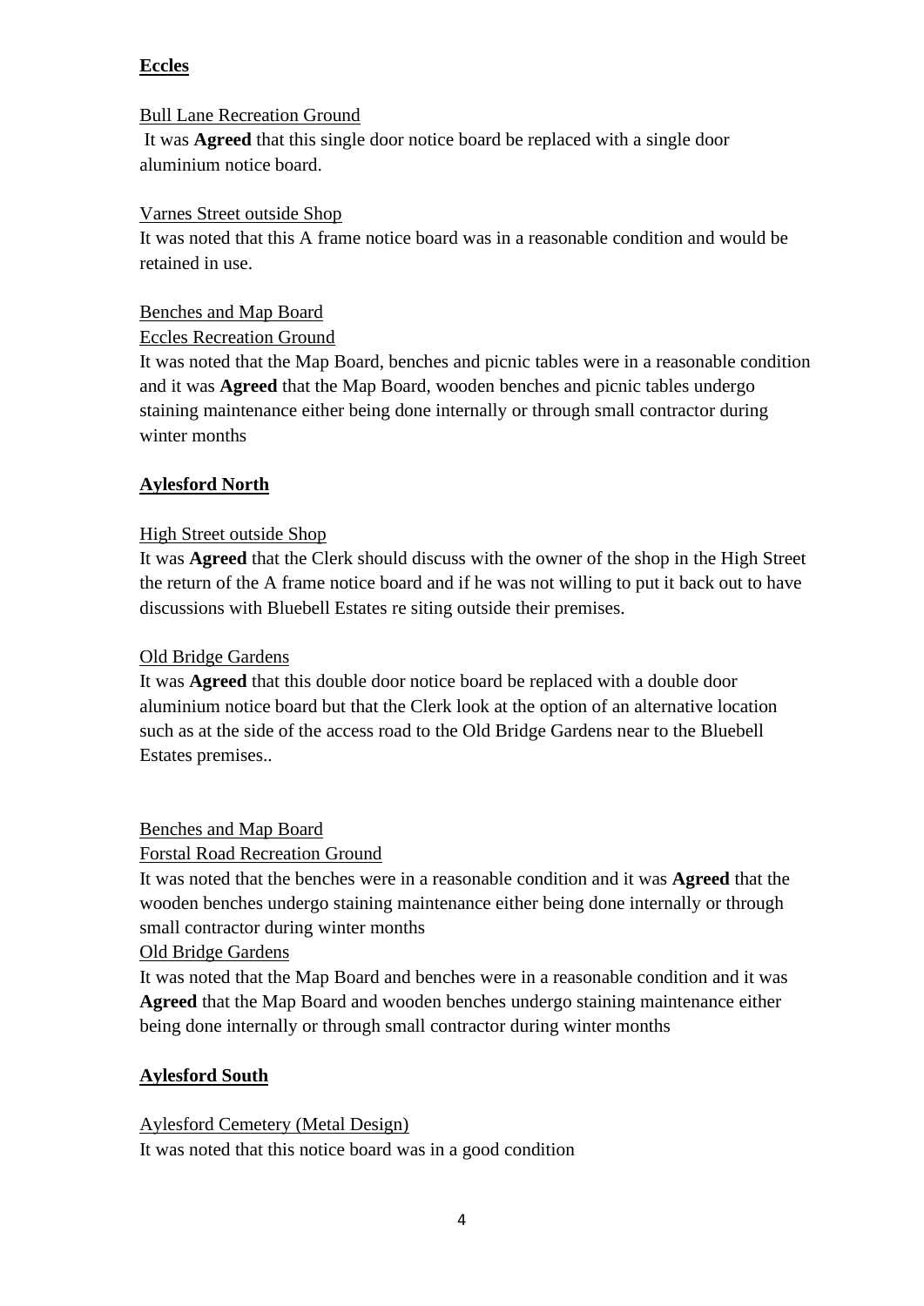**Eccles**

Bull Lane Recreation Ground

It was **Agreed** that this single door notice board be replaced with a single door aluminium notice board.

Varnes Street outside Shop

It was noted that this A frame notice board was in a reasonable condition and would be retained in use.

Benches and Map Board

Eccles Recreation Ground

It was noted that the Map Board, benches and picnic tables were in a reasonable condition and it was **Agreed** that the Map Board, wooden benches and picnic tables undergo staining maintenance either being done internally or through small contractor during winter months

**Aylesford North**

High Street outside Shop

It was **Agreed** that the Clerk should discuss with the owner of the shop in the High Street the return of the A frame notice board and if he was not willing to put it back out to have discussions with Bluebell Estates re siting outside their premises.

Old Bridge Gardens

It was **Agreed** that this double door notice board be replaced with a double door aluminium notice board but that the Clerk look at the option of an alternative location such as at the side of the access road to the Old Bridge Gardens near to the Bluebell Estates premises..

Benches and Map Board

Forstal Road Recreation Ground

It was noted that the benches were in a reasonable condition and it was **Agreed** that the wooden benches undergo staining maintenance either being done internally or through small contractor during winter months

Old Bridge Gardens

It was noted that the Map Board and benches were in a reasonable condition and it was **Agreed** that the Map Board and wooden benches undergo staining maintenance either being done internally or through small contractor during winter months

**Aylesford South**

Aylesford Cemetery (Metal Design)

It was noted that this notice board was in a good condition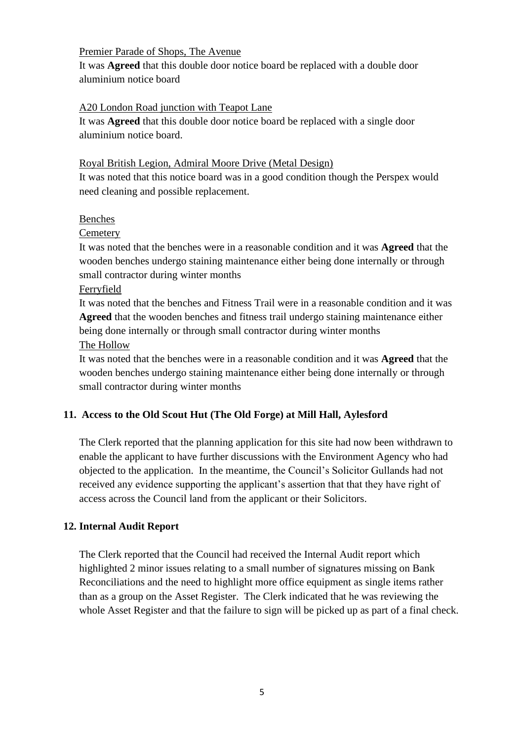<u>Premier Parade of Shops, The Avenue</u>

It was **Agreed** that this double door notice board be replaced with a double door aluminium notice board

<u>A20 London Road junction with Teapot Lane</u>

It was **Agreed** that this double door notice board be replaced with a single door aluminium notice board.

<u>Royal British Legion, Admiral Moore Drive (Metal Design)</u>

It was noted that this notice board was in a good condition though the Perspex would need cleaning and possible replacement.

<u>Benches</u>

<u>Cemetery</u>

It was noted that the benches were in a reasonable condition and it was **Agreed** that the wooden benches undergo staining maintenance either being done internally or through small contractor during winter months

<u>Ferryfield</u>

It was noted that the benches and Fitness Trail were in a reasonable condition and it was **Agreed** that the wooden benches and fitness trail undergo staining maintenance either being done internally or through small contractor during winter months

<u>The Hollow</u>

It was noted that the benches were in a reasonable condition and it was **Agreed** that the wooden benches undergo staining maintenance either being done internally or through small contractor during winter months

## 11. Access to the Old Scout Hut (The Old Forge) at Mill Hall, Aylesford

The Clerk reported that the planning application for this site had now been withdrawn to enable the applicant to have further discussions with the Environment Agency who had objected to the application. In the meantime, the Council's Solicitor Gullands had not received any evidence supporting the applicant's assertion that that they have right of access across the Council land from the applicant or their Solicitors.

## 12. Internal Audit Report

The Clerk reported that the Council had received the Internal Audit report which highlighted 2 minor issues relating to a small number of signatures missing on Bank Reconciliations and the need to highlight more office equipment as single items rather than as a group on the Asset Register. The Clerk indicated that he was reviewing the whole Asset Register and that the failure to sign will be picked up as part of a final check.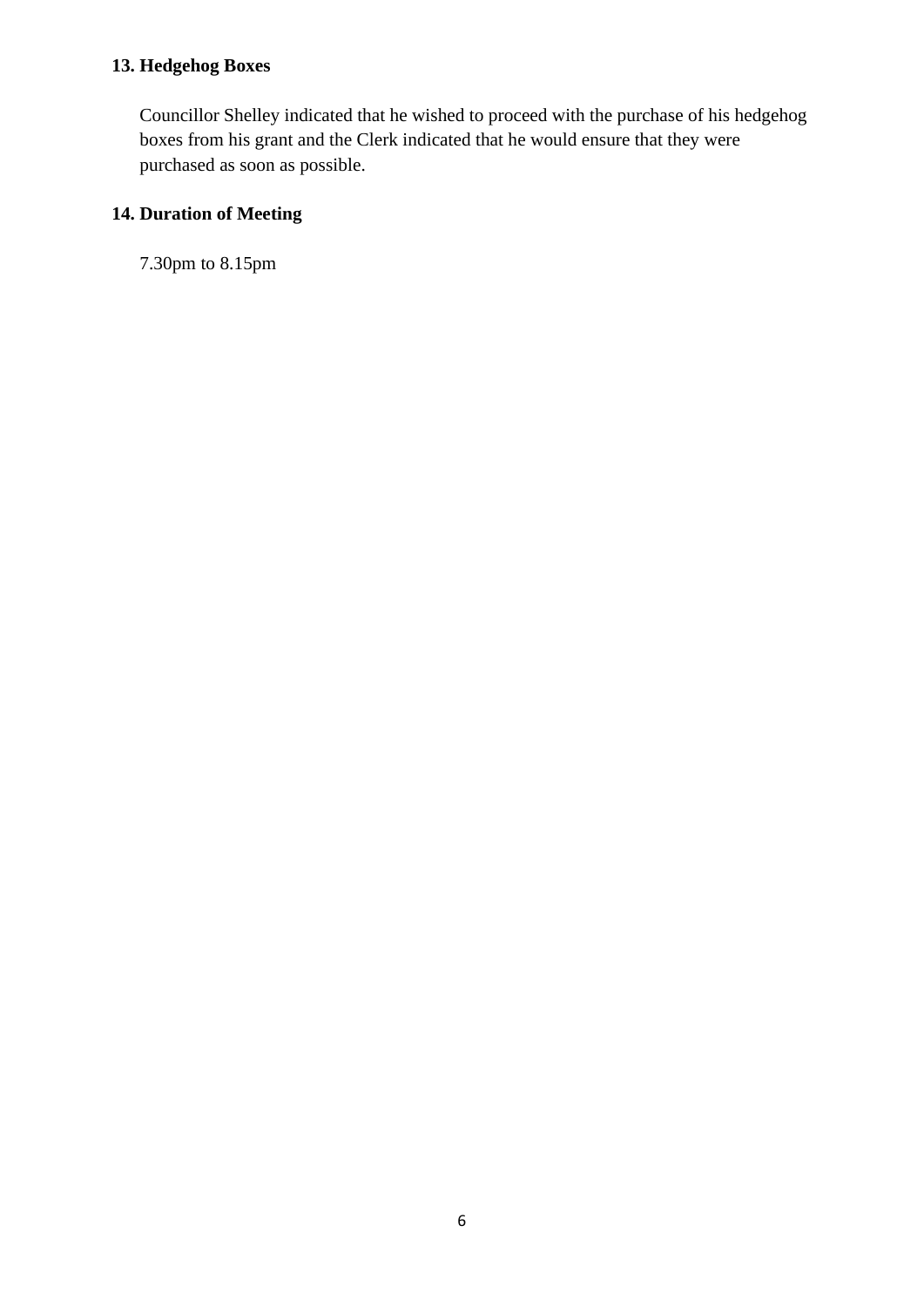**13. Hedgehog Boxes**

Councillor Shelley indicated that he wished to proceed with the purchase of his hedgehog boxes from his grant and the Clerk indicated that he would ensure that they were purchased as soon as possible.

**14. Duration of Meeting**

7.30pm to 8.15pm